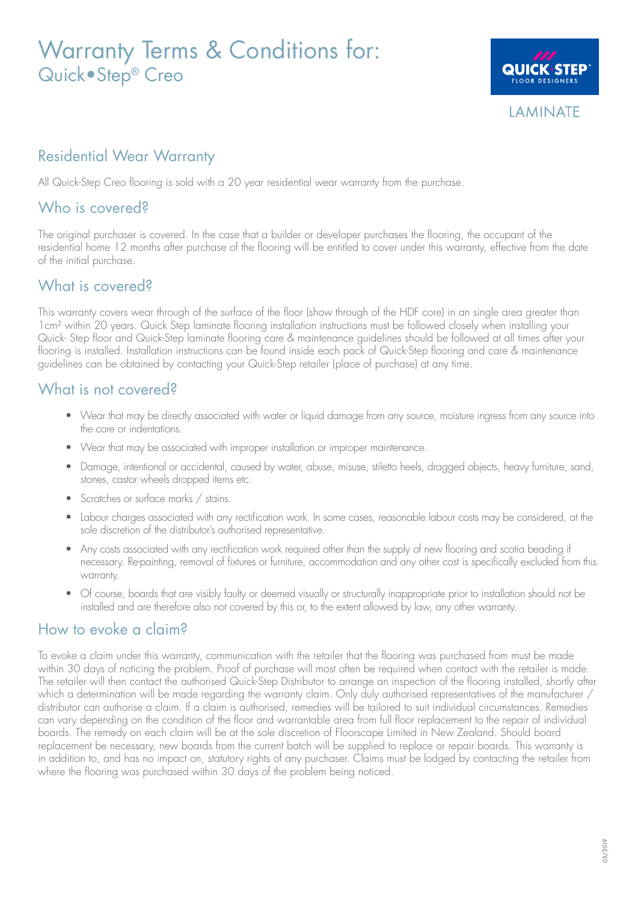# Warranty Terms & Conditions for:
## Quick•Step® Creo

LAMINATE

## Residential Wear Warranty

All Quick-Step Creo flooring is sold with a 20 year residential wear warranty from the purchase.

## Who is covered?

The original purchaser is covered. In the case that a builder or developer purchases the flooring, the occupant of the residential home 12 months after purchase of the flooring will be entitled to cover under this warranty, effective from the date of the initial purchase.

## What is covered?

This warranty covers wear through of the surface of the floor (show through of the HDF core) in an single area greater than 1cm² within 20 years. Quick Step laminate flooring installation instructions must be followed closely when installing your Quick- Step floor and Quick-Step laminate flooring care & maintenance guidelines should be followed at all times after your flooring is installed. Installation instructions can be found inside each pack of Quick-Step flooring and care & maintenance guidelines can be obtained by contacting your Quick-Step retailer (place of purchase) at any time.

## What is not covered?

- Wear that may be directly associated with water or liquid damage from any source, moisture ingress from any source into the core or indentations.
- Wear that may be associated with improper installation or improper maintenance.
- Damage, intentional or accidental, caused by water, abuse, misuse, stiletto heels, dragged objects, heavy furniture, sand, stones, castor wheels dropped items etc.
- Scratches or surface marks / stains.
- Labour charges associated with any rectification work. In some cases, reasonable labour costs may be considered, at the sole discretion of the distributor's authorised representative.
- Any costs associated with any rectification work required other than the supply of new flooring and scotia beading if necessary. Re-painting, removal of fixtures or furniture, accommodation and any other cost is specifically excluded from this warranty.
- Of course, boards that are visibly faulty or deemed visually or structurally inappropriate prior to installation should not be installed and are therefore also not covered by this or, to the extent allowed by law, any other warranty.

## How to evoke a claim?

To evoke a claim under this warranty, communication with the retailer that the flooring was purchased from must be made within 30 days of noticing the problem. Proof of purchase will most often be required when contact with the retailer is made. The retailer will then contact the authorised Quick-Step Distributor to arrange an inspection of the flooring installed, shortly after which a determination will be made regarding the warranty claim. Only duly authorised representatives of the manufacturer / distributor can authorise a claim. If a claim is authorised, remedies will be tailored to suit individual circumstances. Remedies can vary depending on the condition of the floor and warrantable area from full floor replacement to the repair of individual boards. The remedy on each claim will be at the sole discretion of Floorscape Limited in New Zealand. Should board replacement be necessary, new boards from the current batch will be supplied to replace or repair boards. This warranty is in addition to, and has no impact on, statutory rights of any purchaser. Claims must be lodged by contacting the retailer from where the flooring was purchased within 30 days of the problem being noticed.

03/2019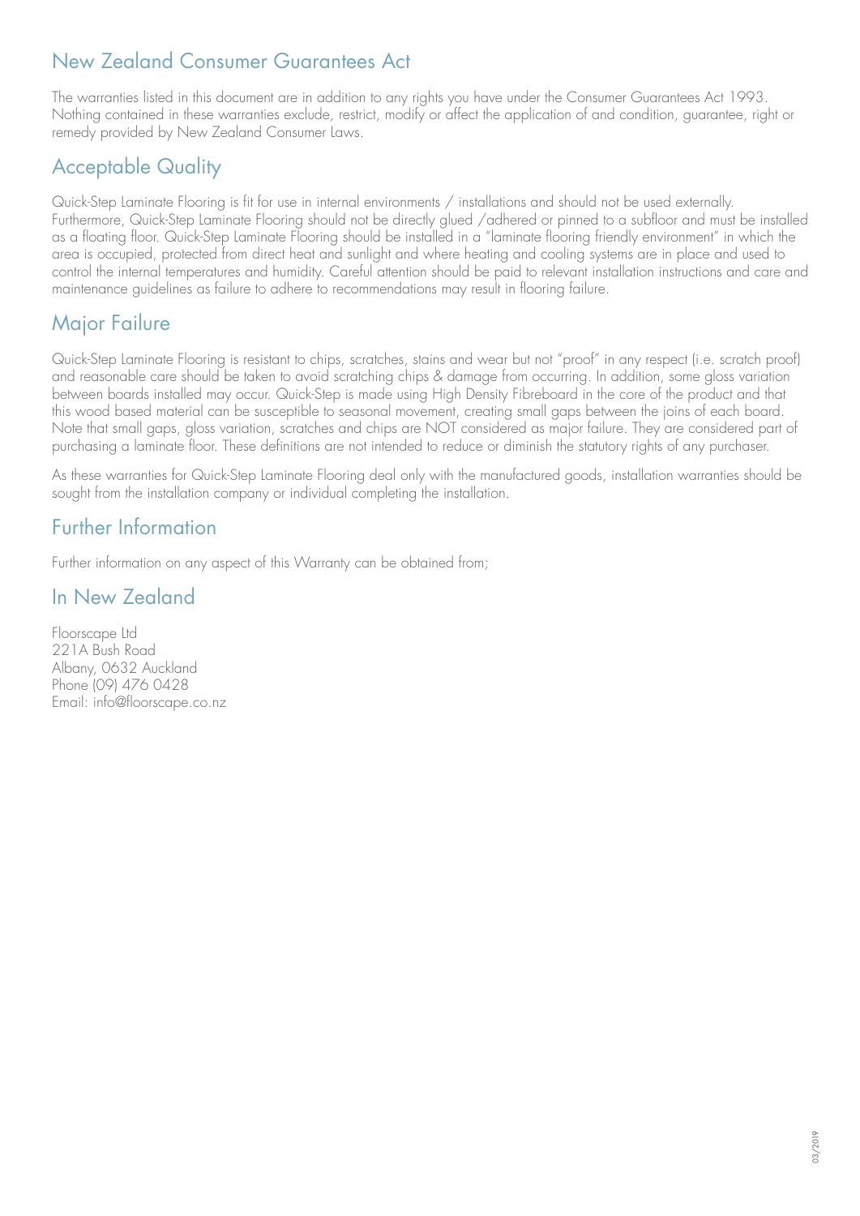## New Zealand Consumer Guarantees Act

The warranties listed in this document are in addition to any rights you have under the Consumer Guarantees Act 1993. Nothing contained in these warranties exclude, restrict, modify or affect the application of and condition, guarantee, right or remedy provided by New Zealand Consumer Laws.

## Acceptable Quality

Quick-Step Laminate Flooring is fit for use in internal environments / installations and should not be used externally. Furthermore, Quick-Step Laminate Flooring should not be directly glued /adhered or pinned to a subfloor and must be installed as a floating floor. Quick-Step Laminate Flooring should be installed in a "laminate flooring friendly environment" in which the area is occupied, protected from direct heat and sunlight and where heating and cooling systems are in place and used to control the internal temperatures and humidity. Careful attention should be paid to relevant installation instructions and care and maintenance guidelines as failure to adhere to recommendations may result in flooring failure.

## Major Failure

Quick-Step Laminate Flooring is resistant to chips, scratches, stains and wear but not "proof" in any respect (i.e. scratch proof) and reasonable care should be taken to avoid scratching chips & damage from occurring. In addition, some gloss variation between boards installed may occur. Quick-Step is made using High Density Fibreboard in the core of the product and that this wood based material can be susceptible to seasonal movement, creating small gaps between the joins of each board. Note that small gaps, gloss variation, scratches and chips are NOT considered as major failure. They are considered part of purchasing a laminate floor. These definitions are not intended to reduce or diminish the statutory rights of any purchaser.

As these warranties for Quick-Step Laminate Flooring deal only with the manufactured goods, installation warranties should be sought from the installation company or individual completing the installation.

## Further Information

Further information on any aspect of this Warranty can be obtained from;

## In New Zealand

Floorscape Ltd
221A Bush Road
Albany, 0632 Auckland
Phone (09) 476 0428
Email: info@floorscape.co.nz

03/2019